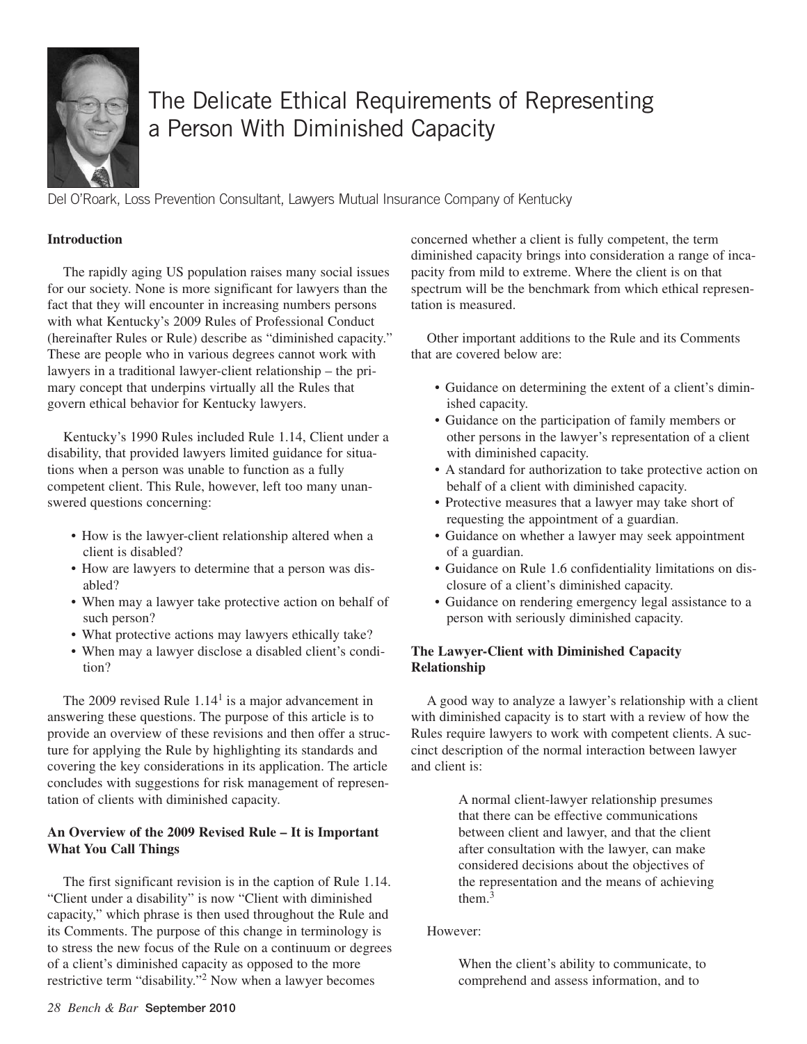# The Delicate Ethical Requirements of Representing a Person With Diminished Capacity

Del O'Roark, Loss Prevention Consultant, Lawyers Mutual Insurance Company of Kentucky

### Introduction

The rapidly aging US population raises many social issues for our society. None is more significant for lawyers than the fact that they will encounter in increasing numbers persons with what Kentucky's 2009 Rules of Professional Conduct (hereinafter Rules or Rule) describe as "diminished capacity." These are people who in various degrees cannot work with lawyers in a traditional lawyer-client relationship – the primary concept that underpins virtually all the Rules that govern ethical behavior for Kentucky lawyers.

Kentucky's 1990 Rules included Rule 1.14, Client under a disability, that provided lawyers limited guidance for situations when a person was unable to function as a fully competent client. This Rule, however, left too many unanswered questions concerning:

- How is the lawyer-client relationship altered when a client is disabled?
- How are lawyers to determine that a person was disabled?
- When may a lawyer take protective action on behalf of such person?
- What protective actions may lawyers ethically take?
- When may a lawyer disclose a disabled client's condition?

The 2009 revised Rule 1.14[1] is a major advancement in answering these questions. The purpose of this article is to provide an overview of these revisions and then offer a structure for applying the Rule by highlighting its standards and covering the key considerations in its application. The article concludes with suggestions for risk management of representation of clients with diminished capacity.

### An Overview of the 2009 Revised Rule – It is Important What You Call Things

The first significant revision is in the caption of Rule 1.14. "Client under a disability" is now "Client with diminished capacity," which phrase is then used throughout the Rule and its Comments. The purpose of this change in terminology is to stress the new focus of the Rule on a continuum or degrees of a client's diminished capacity as opposed to the more restrictive term "disability."[2] Now when a lawyer becomes concerned whether a client is fully competent, the term diminished capacity brings into consideration a range of incapacity from mild to extreme. Where the client is on that spectrum will be the benchmark from which ethical representation is measured.

Other important additions to the Rule and its Comments that are covered below are:

- Guidance on determining the extent of a client's diminished capacity.
- Guidance on the participation of family members or other persons in the lawyer's representation of a client with diminished capacity.
- A standard for authorization to take protective action on behalf of a client with diminished capacity.
- Protective measures that a lawyer may take short of requesting the appointment of a guardian.
- Guidance on whether a lawyer may seek appointment of a guardian.
- Guidance on Rule 1.6 confidentiality limitations on disclosure of a client's diminished capacity.
- Guidance on rendering emergency legal assistance to a person with seriously diminished capacity.

### The Lawyer-Client with Diminished Capacity Relationship

A good way to analyze a lawyer's relationship with a client with diminished capacity is to start with a review of how the Rules require lawyers to work with competent clients. A succinct description of the normal interaction between lawyer and client is:

> A normal client-lawyer relationship presumes that there can be effective communications between client and lawyer, and that the client after consultation with the lawyer, can make considered decisions about the objectives of the representation and the means of achieving them.[3]

However:

> When the client's ability to communicate, to comprehend and assess information, and to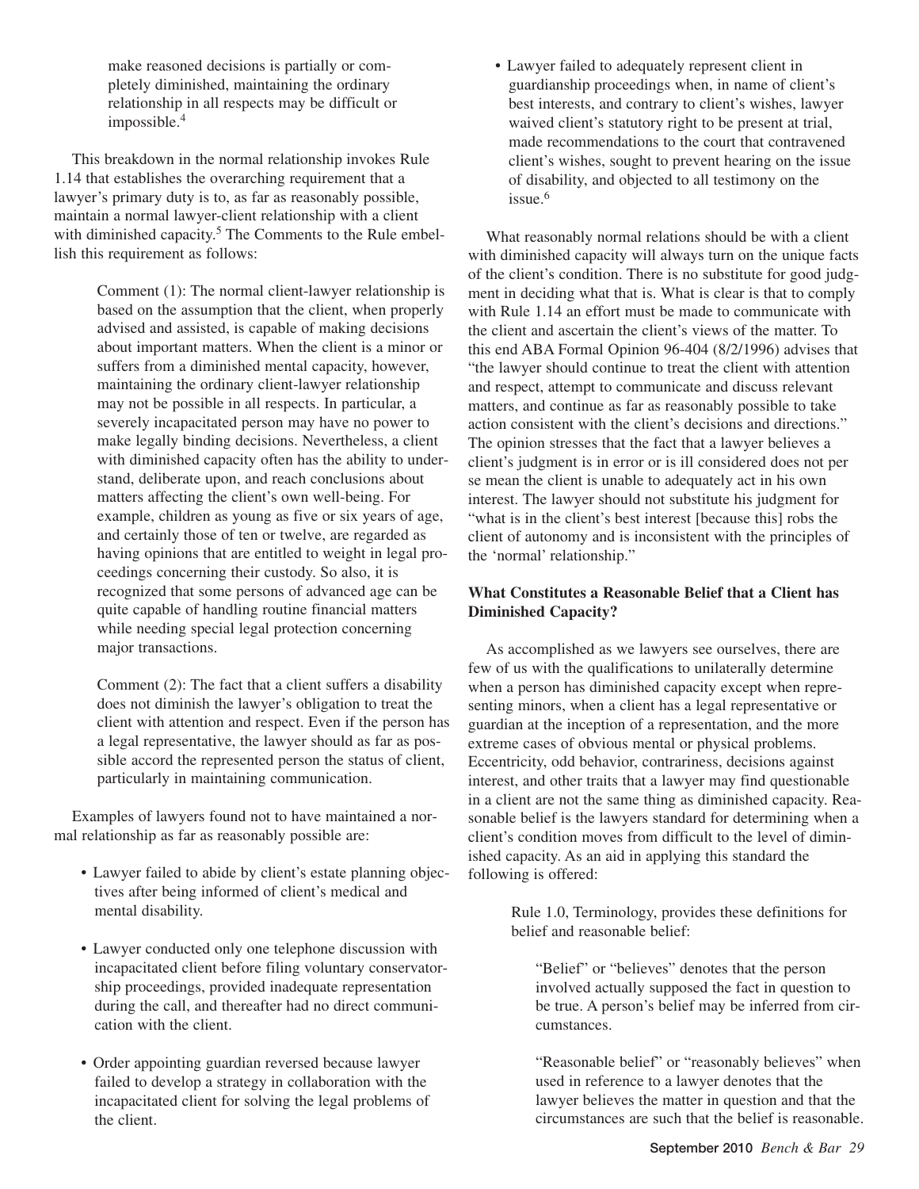> make reasoned decisions is partially or completely diminished, maintaining the ordinary relationship in all respects may be difficult or impossible.[4]

This breakdown in the normal relationship invokes Rule 1.14 that establishes the overarching requirement that a lawyer's primary duty is to, as far as reasonably possible, maintain a normal lawyer-client relationship with a client with diminished capacity.[5] The Comments to the Rule embellish this requirement as follows:

> Comment (1): The normal client-lawyer relationship is based on the assumption that the client, when properly advised and assisted, is capable of making decisions about important matters. When the client is a minor or suffers from a diminished mental capacity, however, maintaining the ordinary client-lawyer relationship may not be possible in all respects. In particular, a severely incapacitated person may have no power to make legally binding decisions. Nevertheless, a client with diminished capacity often has the ability to understand, deliberate upon, and reach conclusions about matters affecting the client's own well-being. For example, children as young as five or six years of age, and certainly those of ten or twelve, are regarded as having opinions that are entitled to weight in legal proceedings concerning their custody. So also, it is recognized that some persons of advanced age can be quite capable of handling routine financial matters while needing special legal protection concerning major transactions.
>
> Comment (2): The fact that a client suffers a disability does not diminish the lawyer's obligation to treat the client with attention and respect. Even if the person has a legal representative, the lawyer should as far as possible accord the represented person the status of client, particularly in maintaining communication.

Examples of lawyers found not to have maintained a normal relationship as far as reasonably possible are:

- Lawyer failed to abide by client's estate planning objectives after being informed of client's medical and mental disability.
- Lawyer conducted only one telephone discussion with incapacitated client before filing voluntary conservatorship proceedings, provided inadequate representation during the call, and thereafter had no direct communication with the client.
- Order appointing guardian reversed because lawyer failed to develop a strategy in collaboration with the incapacitated client for solving the legal problems of the client.
- Lawyer failed to adequately represent client in guardianship proceedings when, in name of client's best interests, and contrary to client's wishes, lawyer waived client's statutory right to be present at trial, made recommendations to the court that contravened client's wishes, sought to prevent hearing on the issue of disability, and objected to all testimony on the issue.[6]

What reasonably normal relations should be with a client with diminished capacity will always turn on the unique facts of the client's condition. There is no substitute for good judgment in deciding what that is. What is clear is that to comply with Rule 1.14 an effort must be made to communicate with the client and ascertain the client's views of the matter. To this end ABA Formal Opinion 96-404 (8/2/1996) advises that "the lawyer should continue to treat the client with attention and respect, attempt to communicate and discuss relevant matters, and continue as far as reasonably possible to take action consistent with the client's decisions and directions." The opinion stresses that the fact that a lawyer believes a client's judgment is in error or is ill considered does not per se mean the client is unable to adequately act in his own interest. The lawyer should not substitute his judgment for "what is in the client's best interest [because this] robs the client of autonomy and is inconsistent with the principles of the 'normal' relationship."

### What Constitutes a Reasonable Belief that a Client has Diminished Capacity?

As accomplished as we lawyers see ourselves, there are few of us with the qualifications to unilaterally determine when a person has diminished capacity except when representing minors, when a client has a legal representative or guardian at the inception of a representation, and the more extreme cases of obvious mental or physical problems. Eccentricity, odd behavior, contrariness, decisions against interest, and other traits that a lawyer may find questionable in a client are not the same thing as diminished capacity. Reasonable belief is the lawyers standard for determining when a client's condition moves from difficult to the level of diminished capacity. As an aid in applying this standard the following is offered:

> Rule 1.0, Terminology, provides these definitions for belief and reasonable belief:
>
> > "Belief" or "believes" denotes that the person involved actually supposed the fact in question to be true. A person's belief may be inferred from circumstances.
> >
> > "Reasonable belief" or "reasonably believes" when used in reference to a lawyer denotes that the lawyer believes the matter in question and that the circumstances are such that the belief is reasonable.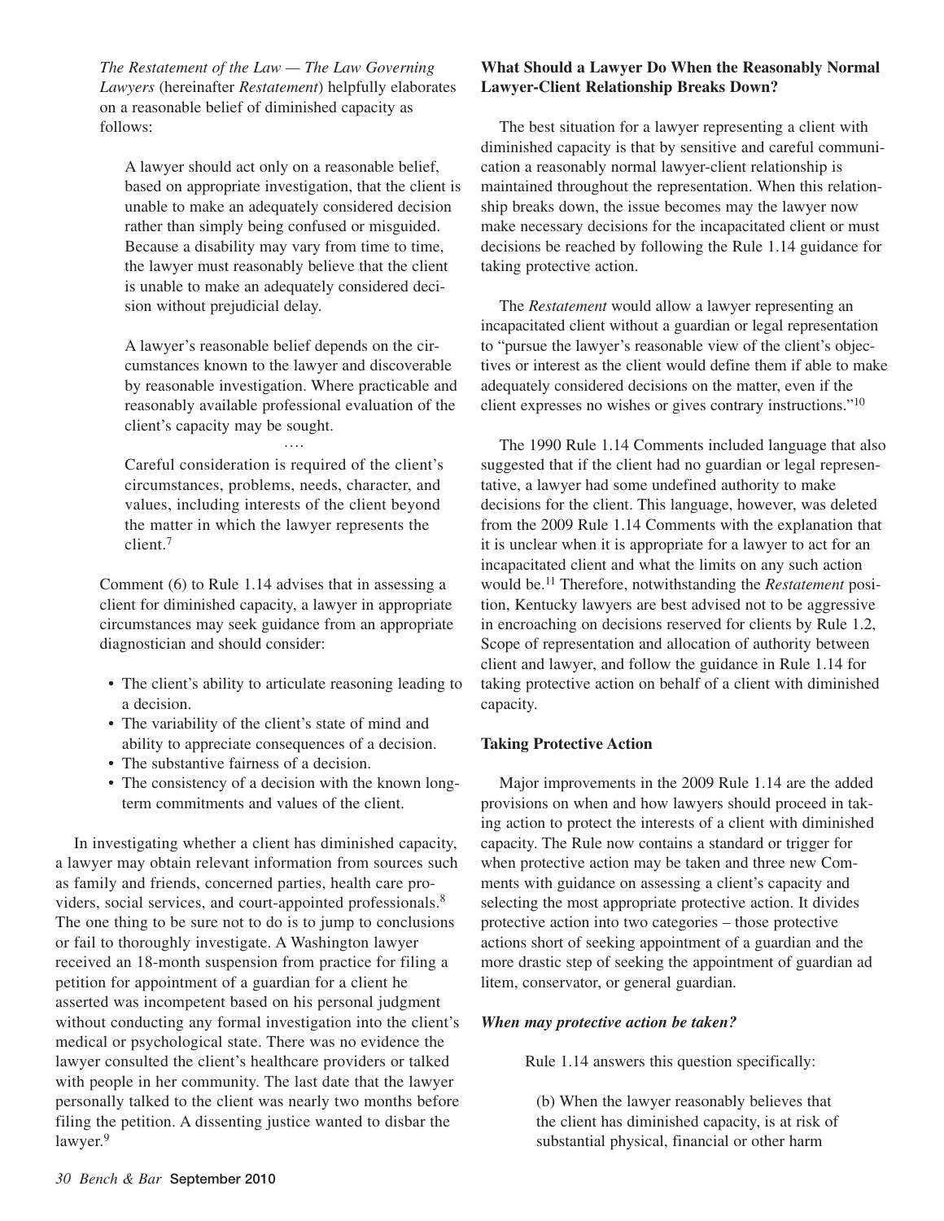*The Restatement of the Law — The Law Governing Lawyers* (hereinafter *Restatement*) helpfully elaborates on a reasonable belief of diminished capacity as follows:

> A lawyer should act only on a reasonable belief, based on appropriate investigation, that the client is unable to make an adequately considered decision rather than simply being confused or misguided. Because a disability may vary from time to time, the lawyer must reasonably believe that the client is unable to make an adequately considered decision without prejudicial delay.
>
> A lawyer's reasonable belief depends on the circumstances known to the lawyer and discoverable by reasonable investigation. Where practicable and reasonably available professional evaluation of the client's capacity may be sought.
>
> ….
>
> Careful consideration is required of the client's circumstances, problems, needs, character, and values, including interests of the client beyond the matter in which the lawyer represents the client.[7]

Comment (6) to Rule 1.14 advises that in assessing a client for diminished capacity, a lawyer in appropriate circumstances may seek guidance from an appropriate diagnostician and should consider:

- The client's ability to articulate reasoning leading to a decision.
- The variability of the client's state of mind and ability to appreciate consequences of a decision.
- The substantive fairness of a decision.
- The consistency of a decision with the known long-term commitments and values of the client.

In investigating whether a client has diminished capacity, a lawyer may obtain relevant information from sources such as family and friends, concerned parties, health care providers, social services, and court-appointed professionals.[8] The one thing to be sure not to do is to jump to conclusions or fail to thoroughly investigate. A Washington lawyer received an 18-month suspension from practice for filing a petition for appointment of a guardian for a client he asserted was incompetent based on his personal judgment without conducting any formal investigation into the client's medical or psychological state. There was no evidence the lawyer consulted the client's healthcare providers or talked with people in her community. The last date that the lawyer personally talked to the client was nearly two months before filing the petition. A dissenting justice wanted to disbar the lawyer.[9]

### What Should a Lawyer Do When the Reasonably Normal Lawyer-Client Relationship Breaks Down?

The best situation for a lawyer representing a client with diminished capacity is that by sensitive and careful communication a reasonably normal lawyer-client relationship is maintained throughout the representation. When this relationship breaks down, the issue becomes may the lawyer now make necessary decisions for the incapacitated client or must decisions be reached by following the Rule 1.14 guidance for taking protective action.

The *Restatement* would allow a lawyer representing an incapacitated client without a guardian or legal representation to "pursue the lawyer's reasonable view of the client's objectives or interest as the client would define them if able to make adequately considered decisions on the matter, even if the client expresses no wishes or gives contrary instructions."[10]

The 1990 Rule 1.14 Comments included language that also suggested that if the client had no guardian or legal representative, a lawyer had some undefined authority to make decisions for the client. This language, however, was deleted from the 2009 Rule 1.14 Comments with the explanation that it is unclear when it is appropriate for a lawyer to act for an incapacitated client and what the limits on any such action would be.[11] Therefore, notwithstanding the *Restatement* position, Kentucky lawyers are best advised not to be aggressive in encroaching on decisions reserved for clients by Rule 1.2, Scope of representation and allocation of authority between client and lawyer, and follow the guidance in Rule 1.14 for taking protective action on behalf of a client with diminished capacity.

### Taking Protective Action

Major improvements in the 2009 Rule 1.14 are the added provisions on when and how lawyers should proceed in taking action to protect the interests of a client with diminished capacity. The Rule now contains a standard or trigger for when protective action may be taken and three new Comments with guidance on assessing a client's capacity and selecting the most appropriate protective action. It divides protective action into two categories – those protective actions short of seeking appointment of a guardian and the more drastic step of seeking the appointment of guardian ad litem, conservator, or general guardian.

#### *When may protective action be taken?*

Rule 1.14 answers this question specifically:

> (b) When the lawyer reasonably believes that the client has diminished capacity, is at risk of substantial physical, financial or other harm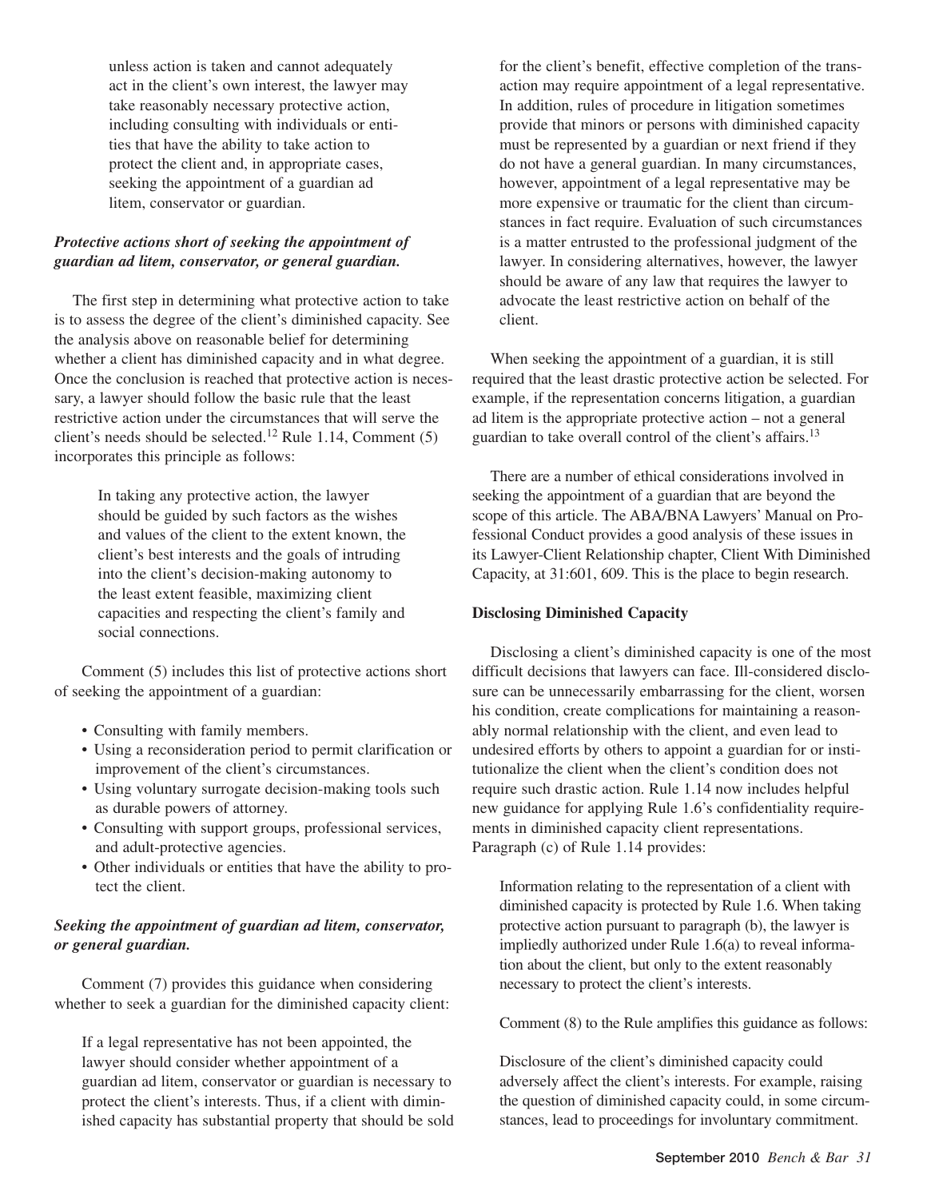unless action is taken and cannot adequately act in the client's own interest, the lawyer may take reasonably necessary protective action, including consulting with individuals or entities that have the ability to take action to protect the client and, in appropriate cases, seeking the appointment of a guardian ad litem, conservator or guardian.

### *Protective actions short of seeking the appointment of guardian ad litem, conservator, or general guardian.*

The first step in determining what protective action to take is to assess the degree of the client's diminished capacity. See the analysis above on reasonable belief for determining whether a client has diminished capacity and in what degree. Once the conclusion is reached that protective action is necessary, a lawyer should follow the basic rule that the least restrictive action under the circumstances that will serve the client's needs should be selected.[12] Rule 1.14, Comment (5) incorporates this principle as follows:

> In taking any protective action, the lawyer should be guided by such factors as the wishes and values of the client to the extent known, the client's best interests and the goals of intruding into the client's decision-making autonomy to the least extent feasible, maximizing client capacities and respecting the client's family and social connections.

Comment (5) includes this list of protective actions short of seeking the appointment of a guardian:

- Consulting with family members.
- Using a reconsideration period to permit clarification or improvement of the client's circumstances.
- Using voluntary surrogate decision-making tools such as durable powers of attorney.
- Consulting with support groups, professional services, and adult-protective agencies.
- Other individuals or entities that have the ability to protect the client.

### *Seeking the appointment of guardian ad litem, conservator, or general guardian.*

Comment (7) provides this guidance when considering whether to seek a guardian for the diminished capacity client:

> If a legal representative has not been appointed, the lawyer should consider whether appointment of a guardian ad litem, conservator or guardian is necessary to protect the client's interests. Thus, if a client with diminished capacity has substantial property that should be sold for the client's benefit, effective completion of the transaction may require appointment of a legal representative. In addition, rules of procedure in litigation sometimes provide that minors or persons with diminished capacity must be represented by a guardian or next friend if they do not have a general guardian. In many circumstances, however, appointment of a legal representative may be more expensive or traumatic for the client than circumstances in fact require. Evaluation of such circumstances is a matter entrusted to the professional judgment of the lawyer. In considering alternatives, however, the lawyer should be aware of any law that requires the lawyer to advocate the least restrictive action on behalf of the client.

When seeking the appointment of a guardian, it is still required that the least drastic protective action be selected. For example, if the representation concerns litigation, a guardian ad litem is the appropriate protective action – not a general guardian to take overall control of the client's affairs.[13]

There are a number of ethical considerations involved in seeking the appointment of a guardian that are beyond the scope of this article. The ABA/BNA Lawyers' Manual on Professional Conduct provides a good analysis of these issues in its Lawyer-Client Relationship chapter, Client With Diminished Capacity, at 31:601, 609. This is the place to begin research.

### **Disclosing Diminished Capacity**

Disclosing a client's diminished capacity is one of the most difficult decisions that lawyers can face. Ill-considered disclosure can be unnecessarily embarrassing for the client, worsen his condition, create complications for maintaining a reasonably normal relationship with the client, and even lead to undesired efforts by others to appoint a guardian for or institutionalize the client when the client's condition does not require such drastic action. Rule 1.14 now includes helpful new guidance for applying Rule 1.6's confidentiality requirements in diminished capacity client representations. Paragraph (c) of Rule 1.14 provides:

> Information relating to the representation of a client with diminished capacity is protected by Rule 1.6. When taking protective action pursuant to paragraph (b), the lawyer is impliedly authorized under Rule 1.6(a) to reveal information about the client, but only to the extent reasonably necessary to protect the client's interests.

Comment (8) to the Rule amplifies this guidance as follows:

> Disclosure of the client's diminished capacity could adversely affect the client's interests. For example, raising the question of diminished capacity could, in some circumstances, lead to proceedings for involuntary commitment.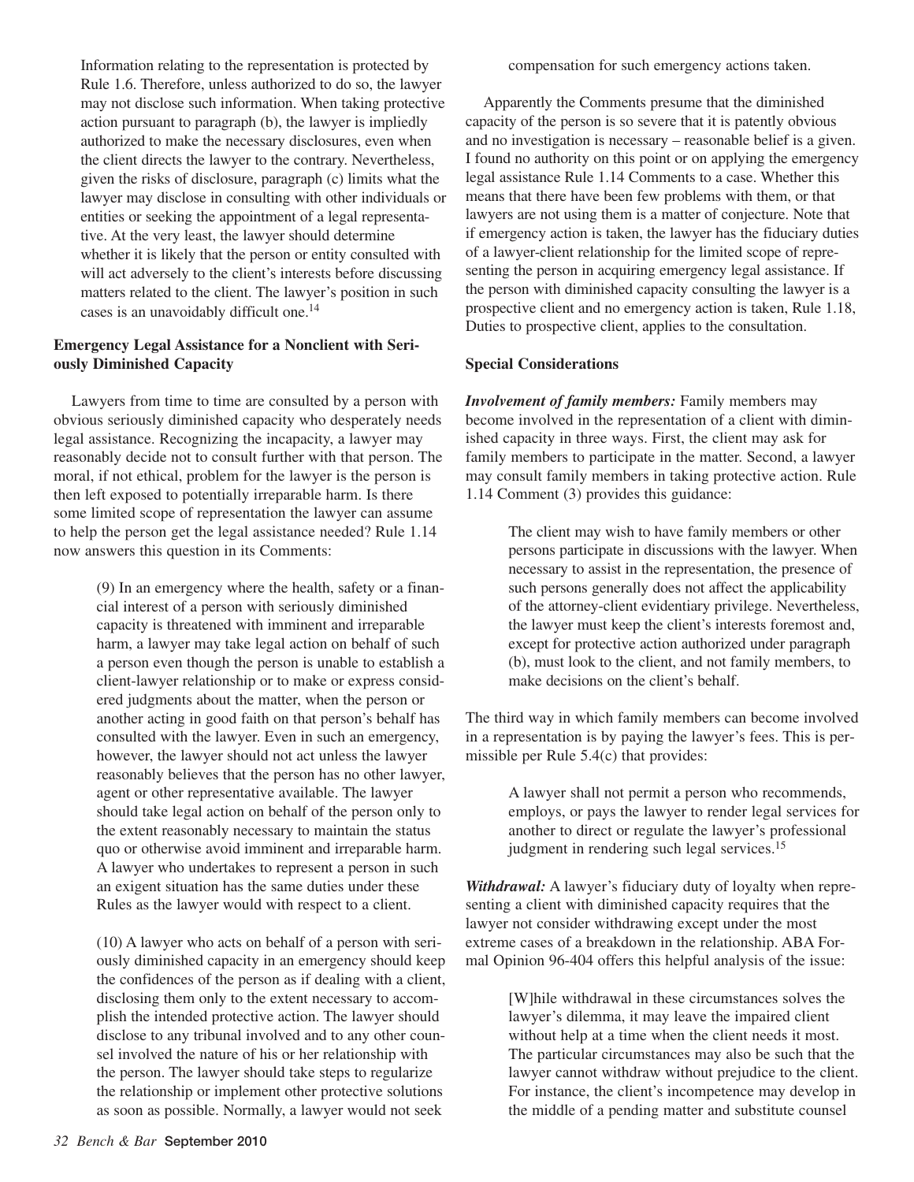Information relating to the representation is protected by Rule 1.6. Therefore, unless authorized to do so, the lawyer may not disclose such information. When taking protective action pursuant to paragraph (b), the lawyer is impliedly authorized to make the necessary disclosures, even when the client directs the lawyer to the contrary. Nevertheless, given the risks of disclosure, paragraph (c) limits what the lawyer may disclose in consulting with other individuals or entities or seeking the appointment of a legal representative. At the very least, the lawyer should determine whether it is likely that the person or entity consulted with will act adversely to the client's interests before discussing matters related to the client. The lawyer's position in such cases is an unavoidably difficult one.[14]

### Emergency Legal Assistance for a Nonclient with Seriously Diminished Capacity

Lawyers from time to time are consulted by a person with obvious seriously diminished capacity who desperately needs legal assistance. Recognizing the incapacity, a lawyer may reasonably decide not to consult further with that person. The moral, if not ethical, problem for the lawyer is the person is then left exposed to potentially irreparable harm. Is there some limited scope of representation the lawyer can assume to help the person get the legal assistance needed? Rule 1.14 now answers this question in its Comments:

> (9) In an emergency where the health, safety or a financial interest of a person with seriously diminished capacity is threatened with imminent and irreparable harm, a lawyer may take legal action on behalf of such a person even though the person is unable to establish a client-lawyer relationship or to make or express considered judgments about the matter, when the person or another acting in good faith on that person's behalf has consulted with the lawyer. Even in such an emergency, however, the lawyer should not act unless the lawyer reasonably believes that the person has no other lawyer, agent or other representative available. The lawyer should take legal action on behalf of the person only to the extent reasonably necessary to maintain the status quo or otherwise avoid imminent and irreparable harm. A lawyer who undertakes to represent a person in such an exigent situation has the same duties under these Rules as the lawyer would with respect to a client.
>
> (10) A lawyer who acts on behalf of a person with seriously diminished capacity in an emergency should keep the confidences of the person as if dealing with a client, disclosing them only to the extent necessary to accomplish the intended protective action. The lawyer should disclose to any tribunal involved and to any other counsel involved the nature of his or her relationship with the person. The lawyer should take steps to regularize the relationship or implement other protective solutions as soon as possible. Normally, a lawyer would not seek compensation for such emergency actions taken.

Apparently the Comments presume that the diminished capacity of the person is so severe that it is patently obvious and no investigation is necessary – reasonable belief is a given. I found no authority on this point or on applying the emergency legal assistance Rule 1.14 Comments to a case. Whether this means that there have been few problems with them, or that lawyers are not using them is a matter of conjecture. Note that if emergency action is taken, the lawyer has the fiduciary duties of a lawyer-client relationship for the limited scope of representing the person in acquiring emergency legal assistance. If the person with diminished capacity consulting the lawyer is a prospective client and no emergency action is taken, Rule 1.18, Duties to prospective client, applies to the consultation.

### Special Considerations

***Involvement of family members:*** Family members may become involved in the representation of a client with diminished capacity in three ways. First, the client may ask for family members to participate in the matter. Second, a lawyer may consult family members in taking protective action. Rule 1.14 Comment (3) provides this guidance:

> The client may wish to have family members or other persons participate in discussions with the lawyer. When necessary to assist in the representation, the presence of such persons generally does not affect the applicability of the attorney-client evidentiary privilege. Nevertheless, the lawyer must keep the client's interests foremost and, except for protective action authorized under paragraph (b), must look to the client, and not family members, to make decisions on the client's behalf.

The third way in which family members can become involved in a representation is by paying the lawyer's fees. This is permissible per Rule 5.4(c) that provides:

> A lawyer shall not permit a person who recommends, employs, or pays the lawyer to render legal services for another to direct or regulate the lawyer's professional judgment in rendering such legal services.[15]

***Withdrawal:*** A lawyer's fiduciary duty of loyalty when representing a client with diminished capacity requires that the lawyer not consider withdrawing except under the most extreme cases of a breakdown in the relationship. ABA Formal Opinion 96-404 offers this helpful analysis of the issue:

> [W]hile withdrawal in these circumstances solves the lawyer's dilemma, it may leave the impaired client without help at a time when the client needs it most. The particular circumstances may also be such that the lawyer cannot withdraw without prejudice to the client. For instance, the client's incompetence may develop in the middle of a pending matter and substitute counsel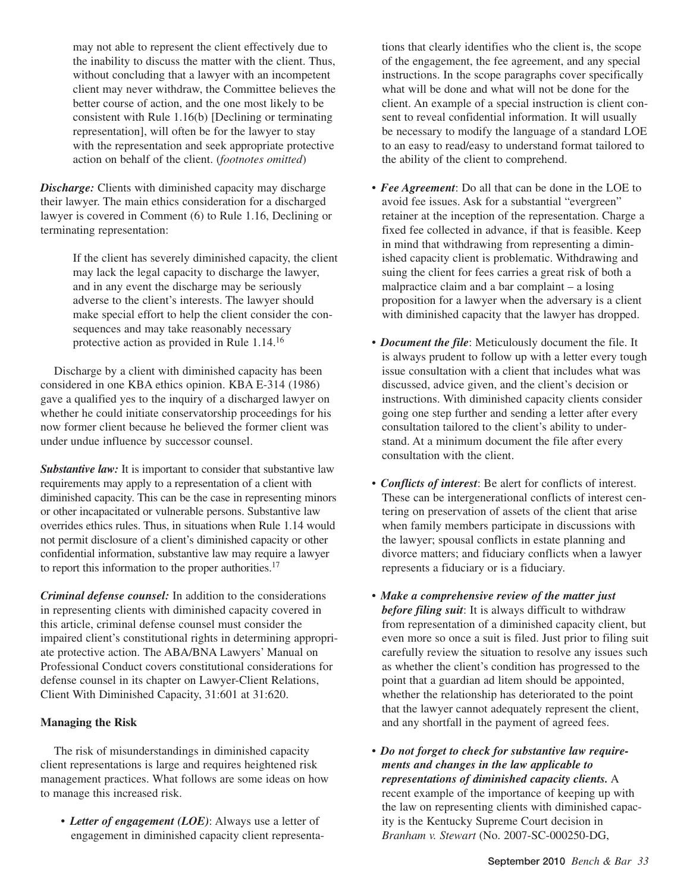may not able to represent the client effectively due to the inability to discuss the matter with the client. Thus, without concluding that a lawyer with an incompetent client may never withdraw, the Committee believes the better course of action, and the one most likely to be consistent with Rule 1.16(b) [Declining or terminating representation], will often be for the lawyer to stay with the representation and seek appropriate protective action on behalf of the client. (*footnotes omitted*)

***Discharge:*** Clients with diminished capacity may discharge their lawyer. The main ethics consideration for a discharged lawyer is covered in Comment (6) to Rule 1.16, Declining or terminating representation:

> If the client has severely diminished capacity, the client may lack the legal capacity to discharge the lawyer, and in any event the discharge may be seriously adverse to the client's interests. The lawyer should make special effort to help the client consider the consequences and may take reasonably necessary protective action as provided in Rule 1.14.[16]

Discharge by a client with diminished capacity has been considered in one KBA ethics opinion. KBA E-314 (1986) gave a qualified yes to the inquiry of a discharged lawyer on whether he could initiate conservatorship proceedings for his now former client because he believed the former client was under undue influence by successor counsel.

***Substantive law:*** It is important to consider that substantive law requirements may apply to a representation of a client with diminished capacity. This can be the case in representing minors or other incapacitated or vulnerable persons. Substantive law overrides ethics rules. Thus, in situations when Rule 1.14 would not permit disclosure of a client's diminished capacity or other confidential information, substantive law may require a lawyer to report this information to the proper authorities.[17]

***Criminal defense counsel:*** In addition to the considerations in representing clients with diminished capacity covered in this article, criminal defense counsel must consider the impaired client's constitutional rights in determining appropriate protective action. The ABA/BNA Lawyers' Manual on Professional Conduct covers constitutional considerations for defense counsel in its chapter on Lawyer-Client Relations, Client With Diminished Capacity, 31:601 at 31:620.

**Managing the Risk**

The risk of misunderstandings in diminished capacity client representations is large and requires heightened risk management practices. What follows are some ideas on how to manage this increased risk.

- ***Letter of engagement (LOE)***: Always use a letter of engagement in diminished capacity client representations that clearly identifies who the client is, the scope of the engagement, the fee agreement, and any special instructions. In the scope paragraphs cover specifically what will be done and what will not be done for the client. An example of a special instruction is client consent to reveal confidential information. It will usually be necessary to modify the language of a standard LOE to an easy to read/easy to understand format tailored to the ability of the client to comprehend.

- ***Fee Agreement***: Do all that can be done in the LOE to avoid fee issues. Ask for a substantial "evergreen" retainer at the inception of the representation. Charge a fixed fee collected in advance, if that is feasible. Keep in mind that withdrawing from representing a diminished capacity client is problematic. Withdrawing and suing the client for fees carries a great risk of both a malpractice claim and a bar complaint – a losing proposition for a lawyer when the adversary is a client with diminished capacity that the lawyer has dropped.

- ***Document the file***: Meticulously document the file. It is always prudent to follow up with a letter every tough issue consultation with a client that includes what was discussed, advice given, and the client's decision or instructions. With diminished capacity clients consider going one step further and sending a letter after every consultation tailored to the client's ability to understand. At a minimum document the file after every consultation with the client.

- ***Conflicts of interest***: Be alert for conflicts of interest. These can be intergenerational conflicts of interest centering on preservation of assets of the client that arise when family members participate in discussions with the lawyer; spousal conflicts in estate planning and divorce matters; and fiduciary conflicts when a lawyer represents a fiduciary or is a fiduciary.

- ***Make a comprehensive review of the matter just before filing suit***: It is always difficult to withdraw from representation of a diminished capacity client, but even more so once a suit is filed. Just prior to filing suit carefully review the situation to resolve any issues such as whether the client's condition has progressed to the point that a guardian ad litem should be appointed, whether the relationship has deteriorated to the point that the lawyer cannot adequately represent the client, and any shortfall in the payment of agreed fees.

- ***Do not forget to check for substantive law requirements and changes in the law applicable to representations of diminished capacity clients.*** A recent example of the importance of keeping up with the law on representing clients with diminished capacity is the Kentucky Supreme Court decision in *Branham v. Stewart* (No. 2007-SC-000250-DG,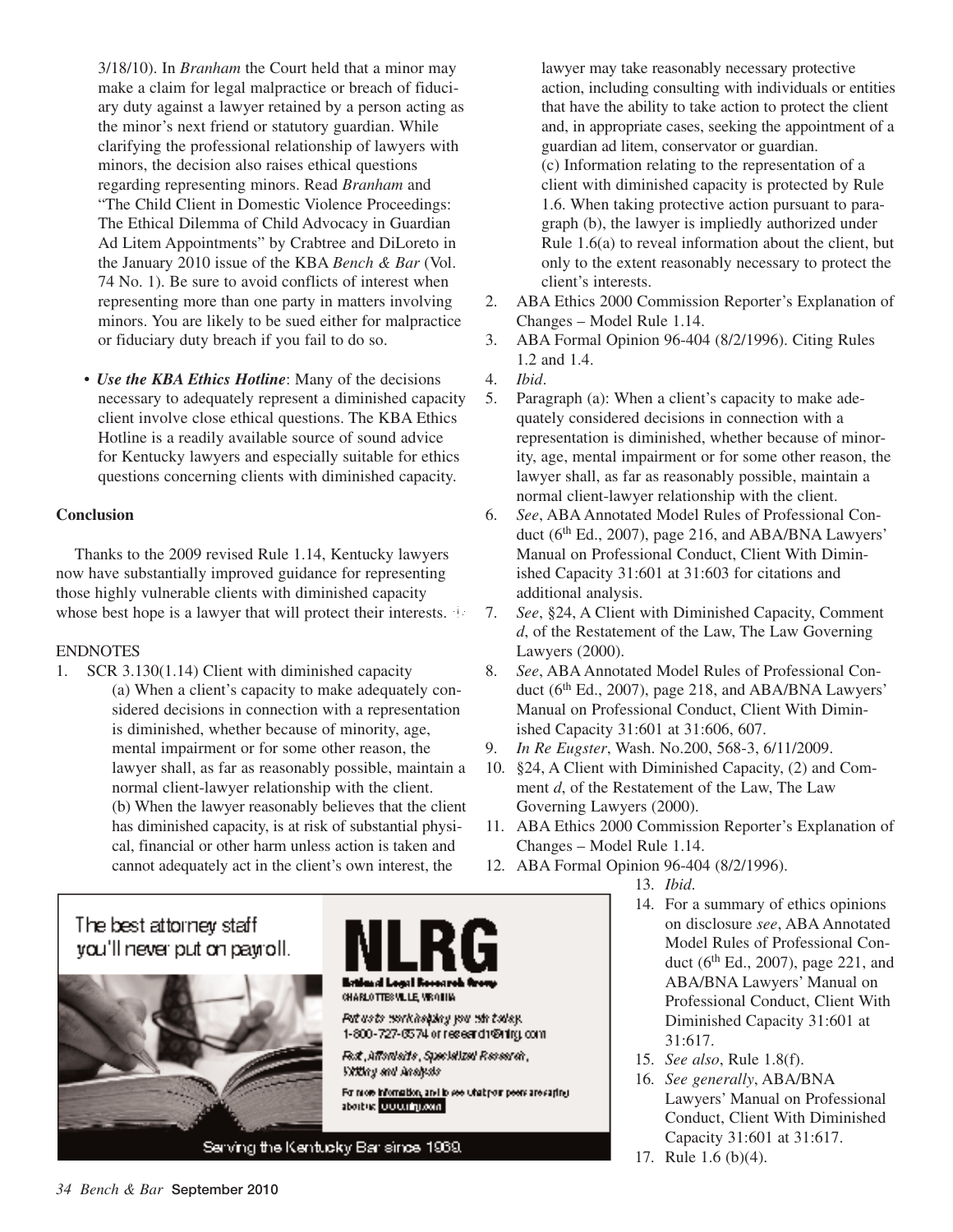3/18/10). In *Branham* the Court held that a minor may make a claim for legal malpractice or breach of fiduciary duty against a lawyer retained by a person acting as the minor's next friend or statutory guardian. While clarifying the professional relationship of lawyers with minors, the decision also raises ethical questions regarding representing minors. Read *Branham* and "The Child Client in Domestic Violence Proceedings: The Ethical Dilemma of Child Advocacy in Guardian Ad Litem Appointments" by Crabtree and DiLoreto in the January 2010 issue of the KBA *Bench & Bar* (Vol. 74 No. 1). Be sure to avoid conflicts of interest when representing more than one party in matters involving minors. You are likely to be sued either for malpractice or fiduciary duty breach if you fail to do so.

- ***Use the KBA Ethics Hotline***: Many of the decisions necessary to adequately represent a diminished capacity client involve close ethical questions. The KBA Ethics Hotline is a readily available source of sound advice for Kentucky lawyers and especially suitable for ethics questions concerning clients with diminished capacity.

**Conclusion**

Thanks to the 2009 revised Rule 1.14, Kentucky lawyers now have substantially improved guidance for representing those highly vulnerable clients with diminished capacity whose best hope is a lawyer that will protect their interests.

ENDNOTES

1. SCR 3.130(1.14) Client with diminished capacity
   (a) When a client's capacity to make adequately considered decisions in connection with a representation is diminished, whether because of minority, age, mental impairment or for some other reason, the lawyer shall, as far as reasonably possible, maintain a normal client-lawyer relationship with the client.
   (b) When the lawyer reasonably believes that the client has diminished capacity, is at risk of substantial physical, financial or other harm unless action is taken and cannot adequately act in the client's own interest, the lawyer may take reasonably necessary protective action, including consulting with individuals or entities that have the ability to take action to protect the client and, in appropriate cases, seeking the appointment of a guardian ad litem, conservator or guardian.
   (c) Information relating to the representation of a client with diminished capacity is protected by Rule 1.6. When taking protective action pursuant to paragraph (b), the lawyer is impliedly authorized under Rule 1.6(a) to reveal information about the client, but only to the extent reasonably necessary to protect the client's interests.
2. ABA Ethics 2000 Commission Reporter's Explanation of Changes – Model Rule 1.14.
3. ABA Formal Opinion 96-404 (8/2/1996). Citing Rules 1.2 and 1.4.
4. *Ibid*.
5. Paragraph (a): When a client's capacity to make adequately considered decisions in connection with a representation is diminished, whether because of minority, age, mental impairment or for some other reason, the lawyer shall, as far as reasonably possible, maintain a normal client-lawyer relationship with the client.
6. *See*, ABA Annotated Model Rules of Professional Conduct (6th Ed., 2007), page 216, and ABA/BNA Lawyers' Manual on Professional Conduct, Client With Diminished Capacity 31:601 at 31:603 for citations and additional analysis.
7. *See*, §24, A Client with Diminished Capacity, Comment *d*, of the Restatement of the Law, The Law Governing Lawyers (2000).
8. *See*, ABA Annotated Model Rules of Professional Conduct (6th Ed., 2007), page 218, and ABA/BNA Lawyers' Manual on Professional Conduct, Client With Diminished Capacity 31:601 at 31:606, 607.
9. *In Re Eugster*, Wash. No.200, 568-3, 6/11/2009.
10. §24, A Client with Diminished Capacity, (2) and Comment *d*, of the Restatement of the Law, The Law Governing Lawyers (2000).
11. ABA Ethics 2000 Commission Reporter's Explanation of Changes – Model Rule 1.14.
12. ABA Formal Opinion 96-404 (8/2/1996).
13. *Ibid*.
14. For a summary of ethics opinions on disclosure *see*, ABA Annotated Model Rules of Professional Conduct (6th Ed., 2007), page 221, and ABA/BNA Lawyers' Manual on Professional Conduct, Client With Diminished Capacity 31:601 at 31:617.
15. *See also*, Rule 1.8(f).
16. *See generally*, ABA/BNA Lawyers' Manual on Professional Conduct, Client With Diminished Capacity 31:601 at 31:617.
17. Rule 1.6 (b)(4).

The best attorney staff you'll never put on payroll.

NLRG

National Legal Research Group
CHARLOTTESVILLE, VIRGINIA

Put us to work helping you win today.
1-800-727-6574 or research@nlrg.com

Fast, Affordable, Specialized Research, Writing and Analysis

For more information, and to see what your peers are saying about us: www.nlrg.com

Serving the Kentucky Bar since 1969.